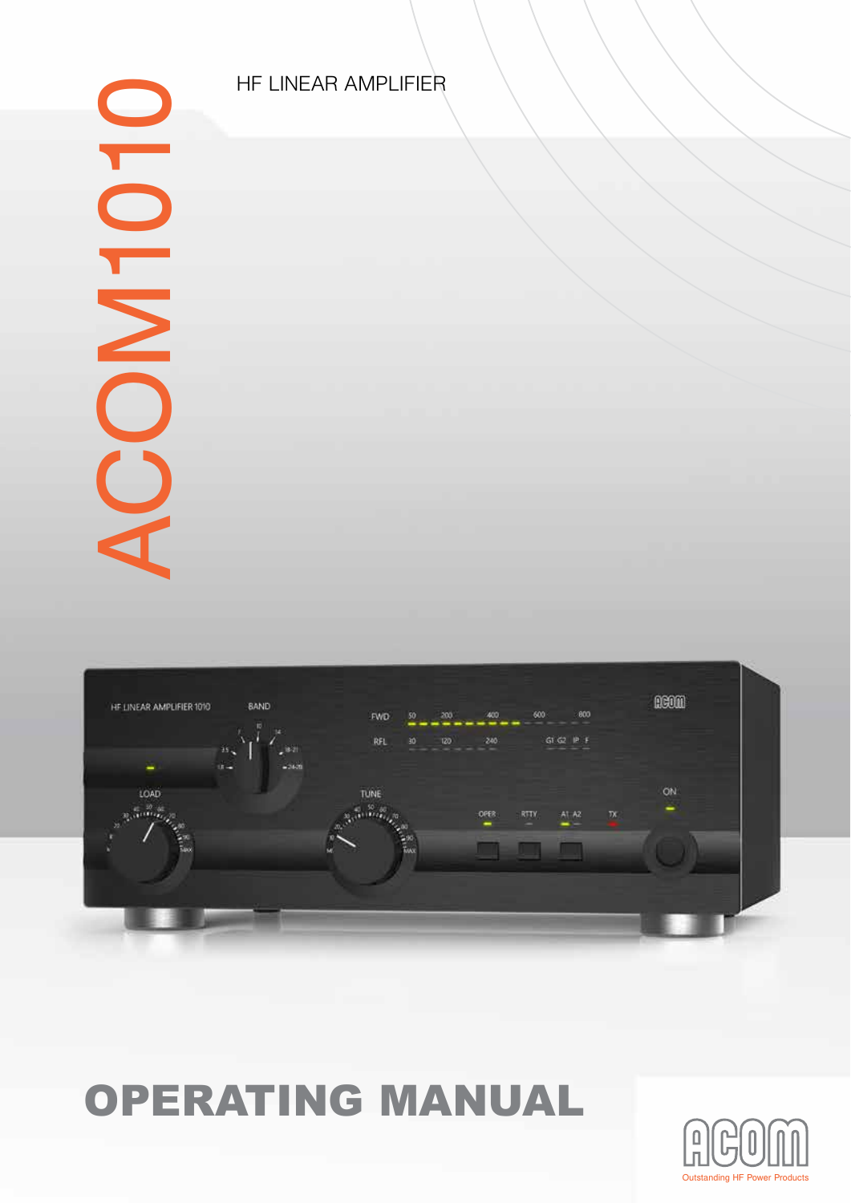# ACOM1010

HF LINEAR AMPLIFIER

# OPERATING MANUAL

ACOM

Outstanding HF Power Products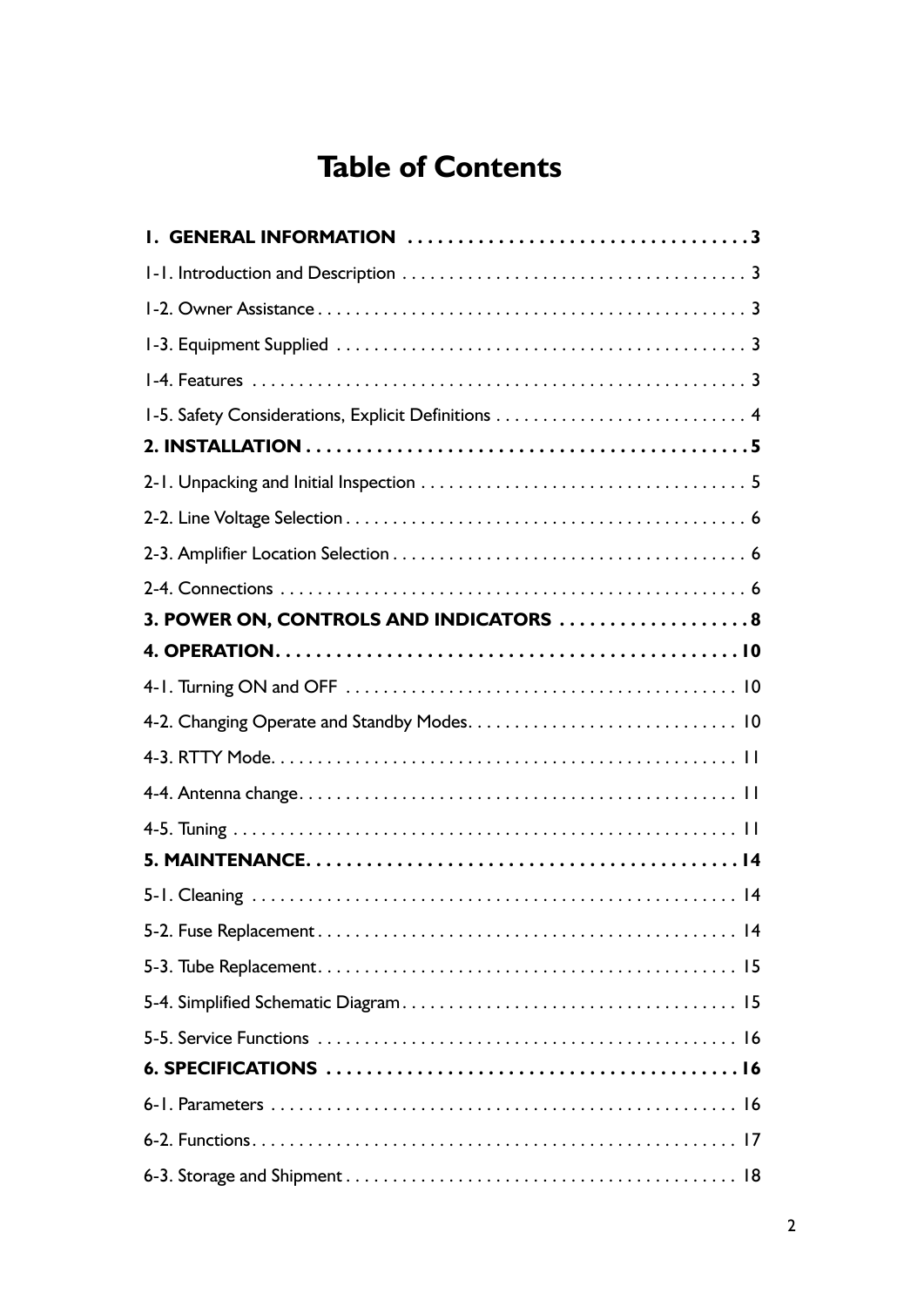# Table of Contents

**1. GENERAL INFORMATION . . . . . . . . . . . . . . . . . . . . . . . . . . . . . . . . . . 3**

1-1. Introduction and Description . . . . . . . . . . . . . . . . . . . . . . . . . . . . . . . . . . . . . 3

1-2. Owner Assistance . . . . . . . . . . . . . . . . . . . . . . . . . . . . . . . . . . . . . . . . . . . . . 3

1-3. Equipment Supplied . . . . . . . . . . . . . . . . . . . . . . . . . . . . . . . . . . . . . . . . . . . 3

1-4. Features . . . . . . . . . . . . . . . . . . . . . . . . . . . . . . . . . . . . . . . . . . . . . . . . . . . . 3

1-5. Safety Considerations, Explicit Definitions . . . . . . . . . . . . . . . . . . . . . . . . . . . 4

**2. INSTALLATION . . . . . . . . . . . . . . . . . . . . . . . . . . . . . . . . . . . . . . . . . . . . 5**

2-1. Unpacking and Initial Inspection . . . . . . . . . . . . . . . . . . . . . . . . . . . . . . . . . . 5

2-2. Line Voltage Selection . . . . . . . . . . . . . . . . . . . . . . . . . . . . . . . . . . . . . . . . . . 6

2-3. Amplifier Location Selection . . . . . . . . . . . . . . . . . . . . . . . . . . . . . . . . . . . . . 6

2-4. Connections . . . . . . . . . . . . . . . . . . . . . . . . . . . . . . . . . . . . . . . . . . . . . . . . . 6

**3. POWER ON, CONTROLS AND INDICATORS . . . . . . . . . . . . . . . . . . . 8**

**4. OPERATION . . . . . . . . . . . . . . . . . . . . . . . . . . . . . . . . . . . . . . . . . . . . . . 10**

4-1. Turning ON and OFF . . . . . . . . . . . . . . . . . . . . . . . . . . . . . . . . . . . . . . . . . . 10

4-2. Changing Operate and Standby Modes . . . . . . . . . . . . . . . . . . . . . . . . . . . . 10

4-3. RTTY Mode . . . . . . . . . . . . . . . . . . . . . . . . . . . . . . . . . . . . . . . . . . . . . . . . . 11

4-4. Antenna change . . . . . . . . . . . . . . . . . . . . . . . . . . . . . . . . . . . . . . . . . . . . . . 11

4-5. Tuning . . . . . . . . . . . . . . . . . . . . . . . . . . . . . . . . . . . . . . . . . . . . . . . . . . . . . 11

**5. MAINTENANCE . . . . . . . . . . . . . . . . . . . . . . . . . . . . . . . . . . . . . . . . . . . . 14**

5-1. Cleaning . . . . . . . . . . . . . . . . . . . . . . . . . . . . . . . . . . . . . . . . . . . . . . . . . . . 14

5-2. Fuse Replacement . . . . . . . . . . . . . . . . . . . . . . . . . . . . . . . . . . . . . . . . . . . . 14

5-3. Tube Replacement . . . . . . . . . . . . . . . . . . . . . . . . . . . . . . . . . . . . . . . . . . . . 15

5-4. Simplified Schematic Diagram . . . . . . . . . . . . . . . . . . . . . . . . . . . . . . . . . . . 15

5-5. Service Functions . . . . . . . . . . . . . . . . . . . . . . . . . . . . . . . . . . . . . . . . . . . . 16

**6. SPECIFICATIONS . . . . . . . . . . . . . . . . . . . . . . . . . . . . . . . . . . . . . . . . . . 16**

6-1. Parameters . . . . . . . . . . . . . . . . . . . . . . . . . . . . . . . . . . . . . . . . . . . . . . . . . 16

6-2. Functions . . . . . . . . . . . . . . . . . . . . . . . . . . . . . . . . . . . . . . . . . . . . . . . . . . . 17

6-3. Storage and Shipment . . . . . . . . . . . . . . . . . . . . . . . . . . . . . . . . . . . . . . . . . 18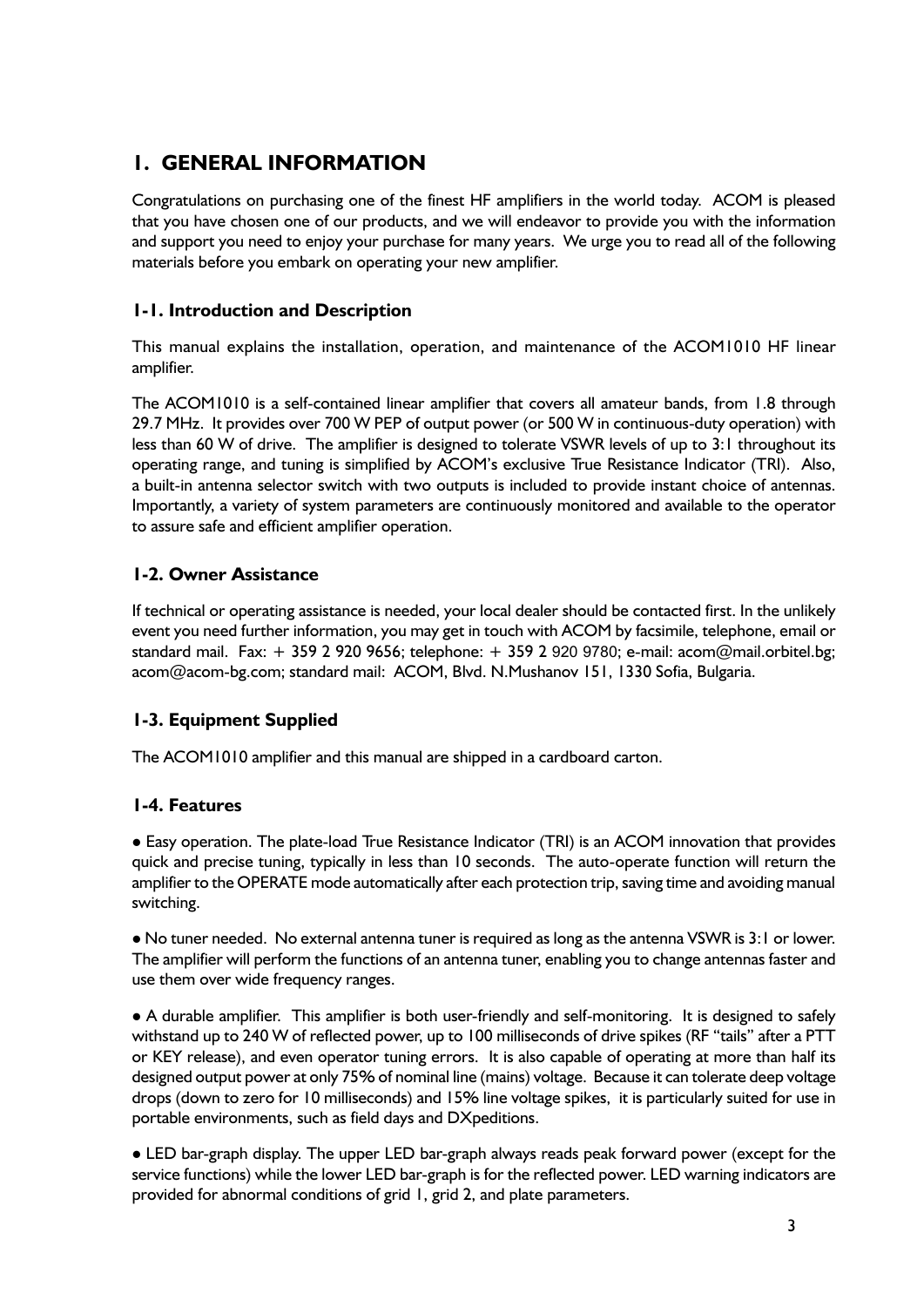# 1. GENERAL INFORMATION

Congratulations on purchasing one of the finest HF amplifiers in the world today. ACOM is pleased that you have chosen one of our products, and we will endeavor to provide you with the information and support you need to enjoy your purchase for many years. We urge you to read all of the following materials before you embark on operating your new amplifier.

## 1-1. Introduction and Description

This manual explains the installation, operation, and maintenance of the ACOM1010 HF linear amplifier.

The ACOM1010 is a self-contained linear amplifier that covers all amateur bands, from 1.8 through 29.7 MHz. It provides over 700 W PEP of output power (or 500 W in continuous-duty operation) with less than 60 W of drive. The amplifier is designed to tolerate VSWR levels of up to 3:1 throughout its operating range, and tuning is simplified by ACOM's exclusive True Resistance Indicator (TRI). Also, a built-in antenna selector switch with two outputs is included to provide instant choice of antennas. Importantly, a variety of system parameters are continuously monitored and available to the operator to assure safe and efficient amplifier operation.

## 1-2. Owner Assistance

If technical or operating assistance is needed, your local dealer should be contacted first. In the unlikely event you need further information, you may get in touch with ACOM by facsimile, telephone, email or standard mail. Fax: + 359 2 920 9656; telephone: + 359 2 920 9780; e-mail: acom@mail.orbitel.bg; acom@acom-bg.com; standard mail: ACOM, Blvd. N.Mushanov 151, 1330 Sofia, Bulgaria.

## 1-3. Equipment Supplied

The ACOM1010 amplifier and this manual are shipped in a cardboard carton.

## 1-4. Features

● Easy operation. The plate-load True Resistance Indicator (TRI) is an ACOM innovation that provides quick and precise tuning, typically in less than 10 seconds. The auto-operate function will return the amplifier to the OPERATE mode automatically after each protection trip, saving time and avoiding manual switching.

● No tuner needed. No external antenna tuner is required as long as the antenna VSWR is 3:1 or lower. The amplifier will perform the functions of an antenna tuner, enabling you to change antennas faster and use them over wide frequency ranges.

● A durable amplifier. This amplifier is both user-friendly and self-monitoring. It is designed to safely withstand up to 240 W of reflected power, up to 100 milliseconds of drive spikes (RF "tails" after a PTT or KEY release), and even operator tuning errors. It is also capable of operating at more than half its designed output power at only 75% of nominal line (mains) voltage. Because it can tolerate deep voltage drops (down to zero for 10 milliseconds) and 15% line voltage spikes, it is particularly suited for use in portable environments, such as field days and DXpeditions.

● LED bar-graph display. The upper LED bar-graph always reads peak forward power (except for the service functions) while the lower LED bar-graph is for the reflected power. LED warning indicators are provided for abnormal conditions of grid 1, grid 2, and plate parameters.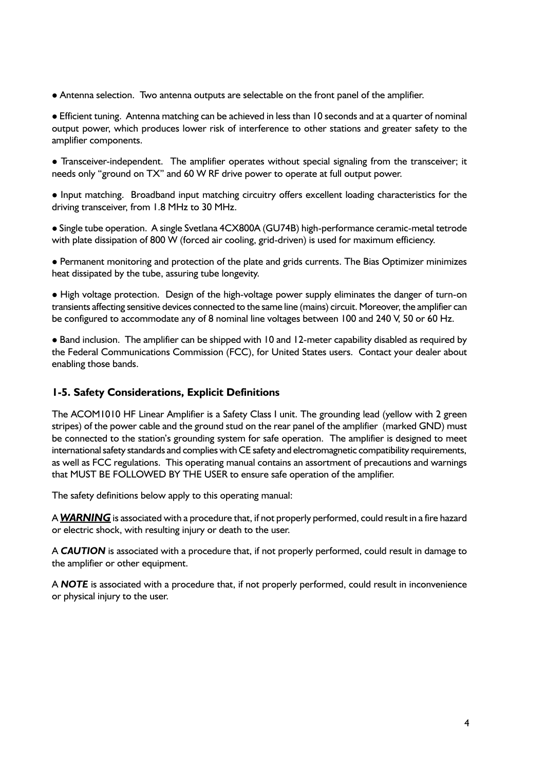- Antenna selection.  Two antenna outputs are selectable on the front panel of the amplifier.

- Efficient tuning.  Antenna matching can be achieved in less than 10 seconds and at a quarter of nominal output power, which produces lower risk of interference to other stations and greater safety to the amplifier components.

- Transceiver-independent.  The amplifier operates without special signaling from the transceiver; it needs only "ground on TX" and 60 W RF drive power to operate at full output power.

- Input matching.  Broadband input matching circuitry offers excellent loading characteristics for the driving transceiver, from 1.8 MHz to 30 MHz.

- Single tube operation.  A single Svetlana 4CX800A (GU74B) high-performance ceramic-metal tetrode with plate dissipation of 800 W (forced air cooling, grid-driven) is used for maximum efficiency.

- Permanent monitoring and protection of the plate and grids currents. The Bias Optimizer minimizes heat dissipated by the tube, assuring tube longevity.

- High voltage protection.  Design of the high-voltage power supply eliminates the danger of turn-on transients affecting sensitive devices connected to the same line (mains) circuit. Moreover, the amplifier can be configured to accommodate any of 8 nominal line voltages between 100 and 240 V, 50 or 60 Hz.

- Band inclusion.  The amplifier can be shipped with 10 and 12-meter capability disabled as required by the Federal Communications Commission (FCC), for United States users.  Contact your dealer about enabling those bands.

### 1-5. Safety Considerations, Explicit Definitions

The ACOM1010 HF Linear Amplifier is a Safety Class I unit. The grounding lead (yellow with 2 green stripes) of the power cable and the ground stud on the rear panel of the amplifier  (marked GND) must be connected to the station's grounding system for safe operation.  The amplifier is designed to meet international safety standards and complies with CE safety and electromagnetic compatibility requirements, as well as FCC regulations.  This operating manual contains an assortment of precautions and warnings that MUST BE FOLLOWED BY THE USER to ensure safe operation of the amplifier.

The safety definitions below apply to this operating manual:

A ***WARNING*** is associated with a procedure that, if not properly performed, could result in a fire hazard or electric shock, with resulting injury or death to the user.

A ***CAUTION*** is associated with a procedure that, if not properly performed, could result in damage to the amplifier or other equipment.

A ***NOTE*** is associated with a procedure that, if not properly performed, could result in inconvenience or physical injury to the user.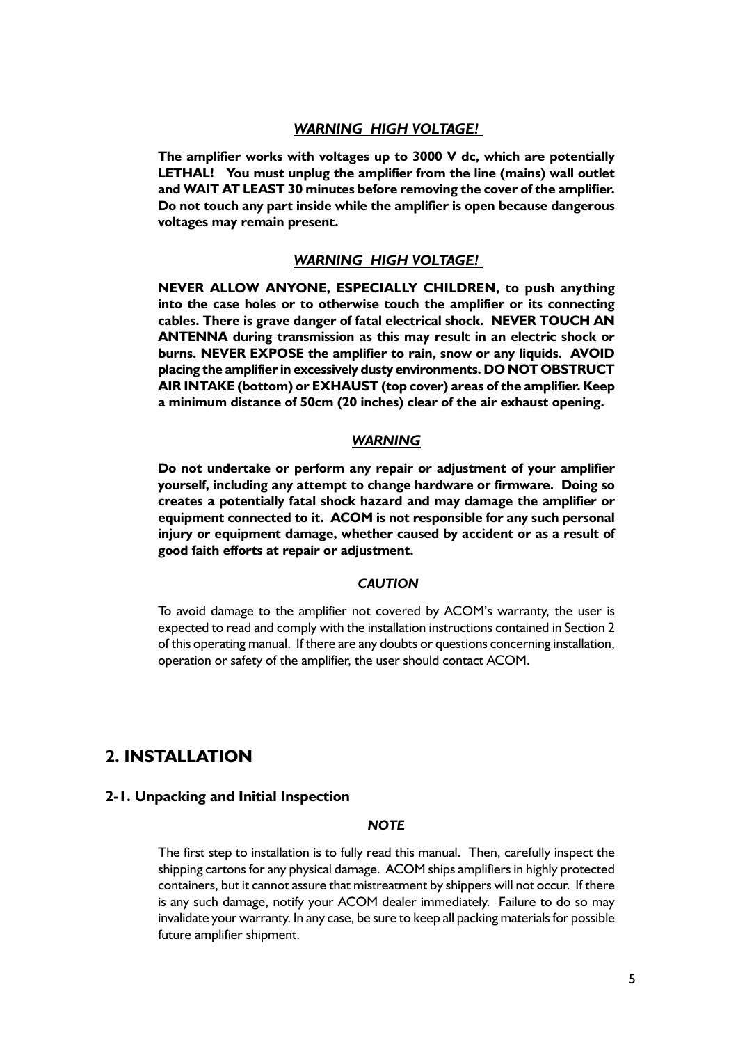***WARNING HIGH VOLTAGE!***

**The amplifier works with voltages up to 3000 V dc, which are potentially LETHAL! You must unplug the amplifier from the line (mains) wall outlet and WAIT AT LEAST 30 minutes before removing the cover of the amplifier. Do not touch any part inside while the amplifier is open because dangerous voltages may remain present.**

***WARNING HIGH VOLTAGE!***

**NEVER ALLOW ANYONE, ESPECIALLY CHILDREN, to push anything into the case holes or to otherwise touch the amplifier or its connecting cables. There is grave danger of fatal electrical shock. NEVER TOUCH AN ANTENNA during transmission as this may result in an electric shock or burns. NEVER EXPOSE the amplifier to rain, snow or any liquids. AVOID placing the amplifier in excessively dusty environments. DO NOT OBSTRUCT AIR INTAKE (bottom) or EXHAUST (top cover) areas of the amplifier. Keep a minimum distance of 50cm (20 inches) clear of the air exhaust opening.**

***WARNING***

**Do not undertake or perform any repair or adjustment of your amplifier yourself, including any attempt to change hardware or firmware. Doing so creates a potentially fatal shock hazard and may damage the amplifier or equipment connected to it. ACOM is not responsible for any such personal injury or equipment damage, whether caused by accident or as a result of good faith efforts at repair or adjustment.**

***CAUTION***

To avoid damage to the amplifier not covered by ACOM's warranty, the user is expected to read and comply with the installation instructions contained in Section 2 of this operating manual. If there are any doubts or questions concerning installation, operation or safety of the amplifier, the user should contact ACOM.

# 2. INSTALLATION

## 2-1. Unpacking and Initial Inspection

***NOTE***

The first step to installation is to fully read this manual. Then, carefully inspect the shipping cartons for any physical damage. ACOM ships amplifiers in highly protected containers, but it cannot assure that mistreatment by shippers will not occur. If there is any such damage, notify your ACOM dealer immediately. Failure to do so may invalidate your warranty. In any case, be sure to keep all packing materials for possible future amplifier shipment.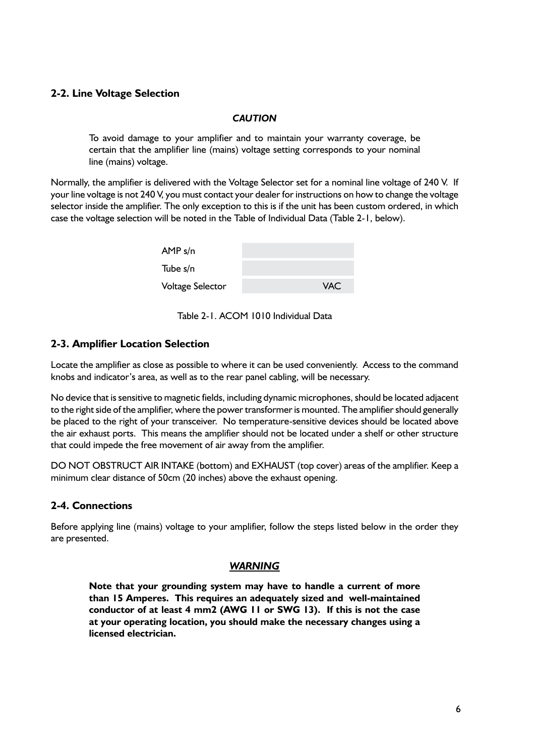## 2-2. Line Voltage Selection

***CAUTION***

> To avoid damage to your amplifier and to maintain your warranty coverage, be certain that the amplifier line (mains) voltage setting corresponds to your nominal line (mains) voltage.

Normally, the amplifier is delivered with the Voltage Selector set for a nominal line voltage of 240 V. If your line voltage is not 240 V, you must contact your dealer for instructions on how to change the voltage selector inside the amplifier. The only exception to this is if the unit has been custom ordered, in which case the voltage selection will be noted in the Table of Individual Data (Table 2-1, below).

| | |
|---|---|
| AMP s/n | |
| Tube s/n | |
| Voltage Selector | VAC |

Table 2-1. ACOM 1010 Individual Data

## 2-3. Amplifier Location Selection

Locate the amplifier as close as possible to where it can be used conveniently. Access to the command knobs and indicator's area, as well as to the rear panel cabling, will be necessary.

No device that is sensitive to magnetic fields, including dynamic microphones, should be located adjacent to the right side of the amplifier, where the power transformer is mounted. The amplifier should generally be placed to the right of your transceiver. No temperature-sensitive devices should be located above the air exhaust ports. This means the amplifier should not be located under a shelf or other structure that could impede the free movement of air away from the amplifier.

DO NOT OBSTRUCT AIR INTAKE (bottom) and EXHAUST (top cover) areas of the amplifier. Keep a minimum clear distance of 50cm (20 inches) above the exhaust opening.

## 2-4. Connections

Before applying line (mains) voltage to your amplifier, follow the steps listed below in the order they are presented.

***WARNING***

> **Note that your grounding system may have to handle a current of more than 15 Amperes. This requires an adequately sized and well-maintained conductor of at least 4 mm2 (AWG 11 or SWG 13). If this is not the case at your operating location, you should make the necessary changes using a licensed electrician.**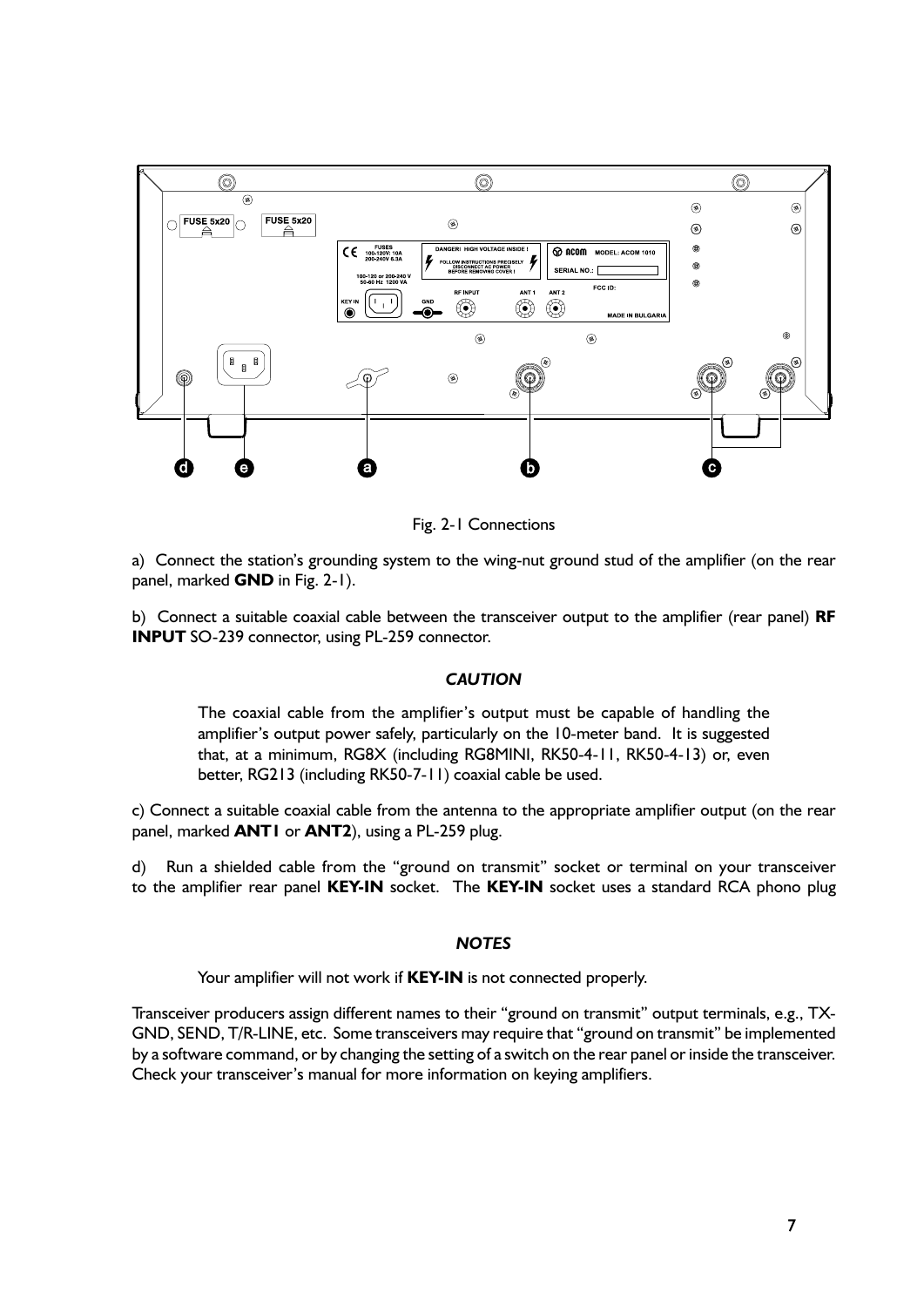Fig. 2-1 Connections

a) Connect the station's grounding system to the wing-nut ground stud of the amplifier (on the rear panel, marked **GND** in Fig. 2-1).

b) Connect a suitable coaxial cable between the transceiver output to the amplifier (rear panel) **RF INPUT** SO-239 connector, using PL-259 connector.

***CAUTION***

> The coaxial cable from the amplifier's output must be capable of handling the amplifier's output power safely, particularly on the 10-meter band. It is suggested that, at a minimum, RG8X (including RG8MINI, RK50-4-11, RK50-4-13) or, even better, RG213 (including RK50-7-11) coaxial cable be used.

c) Connect a suitable coaxial cable from the antenna to the appropriate amplifier output (on the rear panel, marked **ANT1** or **ANT2**), using a PL-259 plug.

d) Run a shielded cable from the "ground on transmit" socket or terminal on your transceiver to the amplifier rear panel **KEY-IN** socket. The **KEY-IN** socket uses a standard RCA phono plug

***NOTES***

> Your amplifier will not work if **KEY-IN** is not connected properly.

Transceiver producers assign different names to their "ground on transmit" output terminals, e.g., TX-GND, SEND, T/R-LINE, etc. Some transceivers may require that "ground on transmit" be implemented by a software command, or by changing the setting of a switch on the rear panel or inside the transceiver. Check your transceiver's manual for more information on keying amplifiers.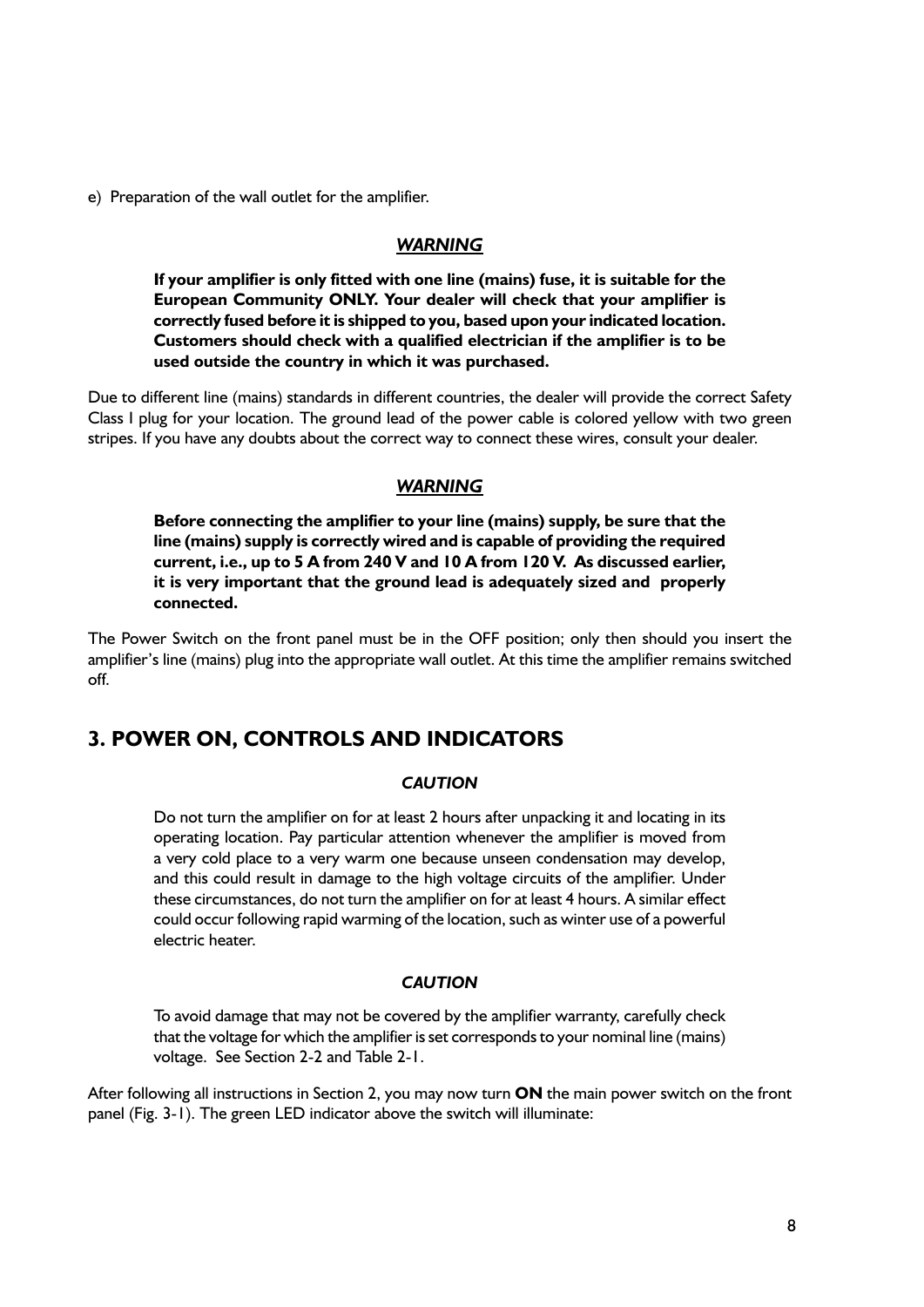e) Preparation of the wall outlet for the amplifier.

***WARNING***

**If your amplifier is only fitted with one line (mains) fuse, it is suitable for the European Community ONLY. Your dealer will check that your amplifier is correctly fused before it is shipped to you, based upon your indicated location. Customers should check with a qualified electrician if the amplifier is to be used outside the country in which it was purchased.**

Due to different line (mains) standards in different countries, the dealer will provide the correct Safety Class I plug for your location. The ground lead of the power cable is colored yellow with two green stripes. If you have any doubts about the correct way to connect these wires, consult your dealer.

***WARNING***

**Before connecting the amplifier to your line (mains) supply, be sure that the line (mains) supply is correctly wired and is capable of providing the required current, i.e., up to 5 A from 240 V and 10 A from 120 V. As discussed earlier, it is very important that the ground lead is adequately sized and properly connected.**

The Power Switch on the front panel must be in the OFF position; only then should you insert the amplifier's line (mains) plug into the appropriate wall outlet. At this time the amplifier remains switched off.

## 3. POWER ON, CONTROLS AND INDICATORS

***CAUTION***

Do not turn the amplifier on for at least 2 hours after unpacking it and locating in its operating location. Pay particular attention whenever the amplifier is moved from a very cold place to a very warm one because unseen condensation may develop, and this could result in damage to the high voltage circuits of the amplifier. Under these circumstances, do not turn the amplifier on for at least 4 hours. A similar effect could occur following rapid warming of the location, such as winter use of a powerful electric heater.

***CAUTION***

To avoid damage that may not be covered by the amplifier warranty, carefully check that the voltage for which the amplifier is set corresponds to your nominal line (mains) voltage. See Section 2-2 and Table 2-1.

After following all instructions in Section 2, you may now turn **ON** the main power switch on the front panel (Fig. 3-1). The green LED indicator above the switch will illuminate: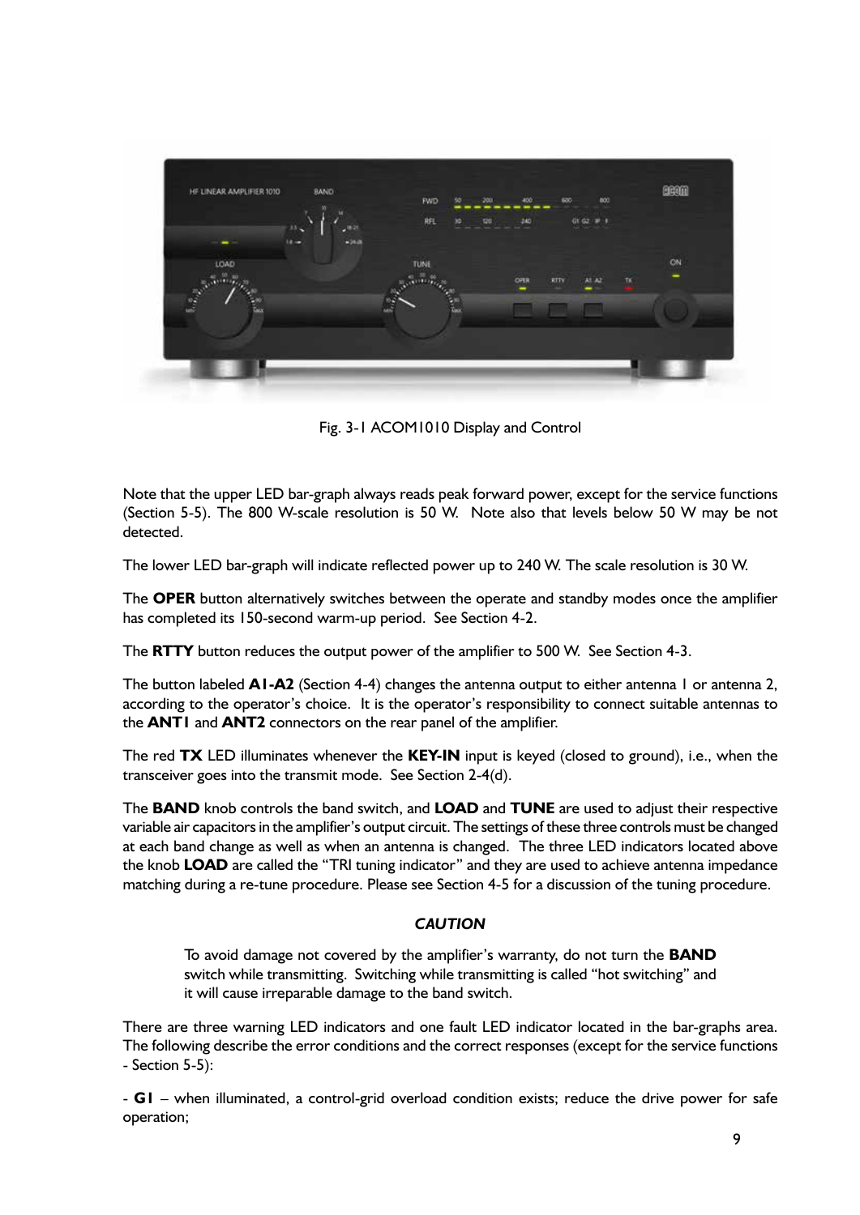Fig. 3-1 ACOM1010 Display and Control

Note that the upper LED bar-graph always reads peak forward power, except for the service functions (Section 5-5). The 800 W-scale resolution is 50 W. Note also that levels below 50 W may be not detected.

The lower LED bar-graph will indicate reflected power up to 240 W. The scale resolution is 30 W.

The **OPER** button alternatively switches between the operate and standby modes once the amplifier has completed its 150-second warm-up period. See Section 4-2.

The **RTTY** button reduces the output power of the amplifier to 500 W. See Section 4-3.

The button labeled **A1-A2** (Section 4-4) changes the antenna output to either antenna 1 or antenna 2, according to the operator's choice. It is the operator's responsibility to connect suitable antennas to the **ANT1** and **ANT2** connectors on the rear panel of the amplifier.

The red **TX** LED illuminates whenever the **KEY-IN** input is keyed (closed to ground), i.e., when the transceiver goes into the transmit mode. See Section 2-4(d).

The **BAND** knob controls the band switch, and **LOAD** and **TUNE** are used to adjust their respective variable air capacitors in the amplifier's output circuit. The settings of these three controls must be changed at each band change as well as when an antenna is changed. The three LED indicators located above the knob **LOAD** are called the "TRI tuning indicator" and they are used to achieve antenna impedance matching during a re-tune procedure. Please see Section 4-5 for a discussion of the tuning procedure.

***CAUTION***

> To avoid damage not covered by the amplifier's warranty, do not turn the **BAND** switch while transmitting. Switching while transmitting is called "hot switching" and it will cause irreparable damage to the band switch.

There are three warning LED indicators and one fault LED indicator located in the bar-graphs area. The following describe the error conditions and the correct responses (except for the service functions - Section 5-5):

- **G1** – when illuminated, a control-grid overload condition exists; reduce the drive power for safe operation;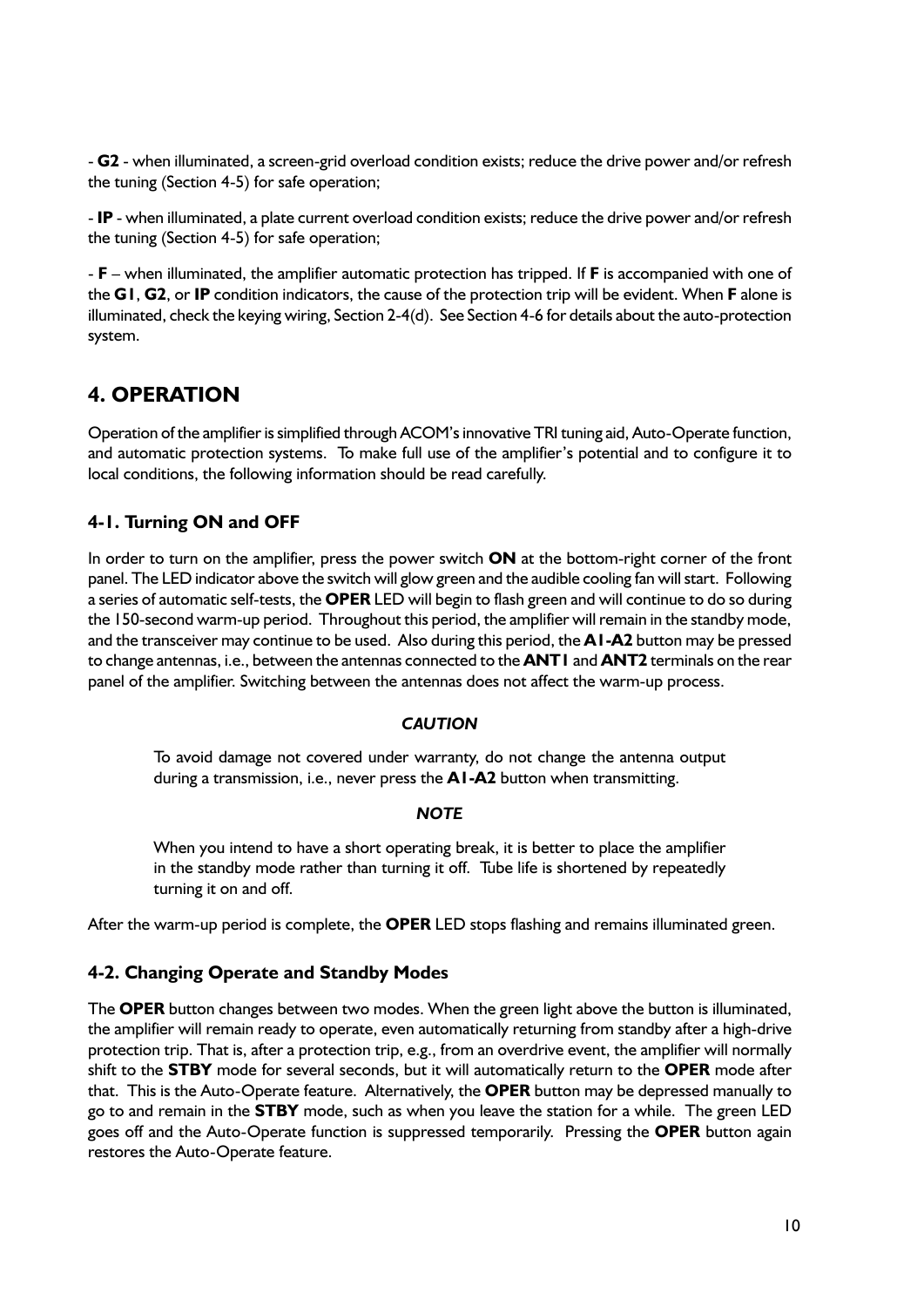- **G2** - when illuminated, a screen-grid overload condition exists; reduce the drive power and/or refresh the tuning (Section 4-5) for safe operation;

- **IP** - when illuminated, a plate current overload condition exists; reduce the drive power and/or refresh the tuning (Section 4-5) for safe operation;

- **F** – when illuminated, the amplifier automatic protection has tripped. If **F** is accompanied with one of the **G1**, **G2**, or **IP** condition indicators, the cause of the protection trip will be evident. When **F** alone is illuminated, check the keying wiring, Section 2-4(d). See Section 4-6 for details about the auto-protection system.

## 4. OPERATION

Operation of the amplifier is simplified through ACOM's innovative TRI tuning aid, Auto-Operate function, and automatic protection systems. To make full use of the amplifier's potential and to configure it to local conditions, the following information should be read carefully.

### 4-1. Turning ON and OFF

In order to turn on the amplifier, press the power switch **ON** at the bottom-right corner of the front panel. The LED indicator above the switch will glow green and the audible cooling fan will start. Following a series of automatic self-tests, the **OPER** LED will begin to flash green and will continue to do so during the 150-second warm-up period. Throughout this period, the amplifier will remain in the standby mode, and the transceiver may continue to be used. Also during this period, the **A1-A2** button may be pressed to change antennas, i.e., between the antennas connected to the **ANT1** and **ANT2** terminals on the rear panel of the amplifier. Switching between the antennas does not affect the warm-up process.

***CAUTION***

> To avoid damage not covered under warranty, do not change the antenna output during a transmission, i.e., never press the **A1-A2** button when transmitting.

***NOTE***

> When you intend to have a short operating break, it is better to place the amplifier in the standby mode rather than turning it off. Tube life is shortened by repeatedly turning it on and off.

After the warm-up period is complete, the **OPER** LED stops flashing and remains illuminated green.

### 4-2. Changing Operate and Standby Modes

The **OPER** button changes between two modes. When the green light above the button is illuminated, the amplifier will remain ready to operate, even automatically returning from standby after a high-drive protection trip. That is, after a protection trip, e.g., from an overdrive event, the amplifier will normally shift to the **STBY** mode for several seconds, but it will automatically return to the **OPER** mode after that. This is the Auto-Operate feature. Alternatively, the **OPER** button may be depressed manually to go to and remain in the **STBY** mode, such as when you leave the station for a while. The green LED goes off and the Auto-Operate function is suppressed temporarily. Pressing the **OPER** button again restores the Auto-Operate feature.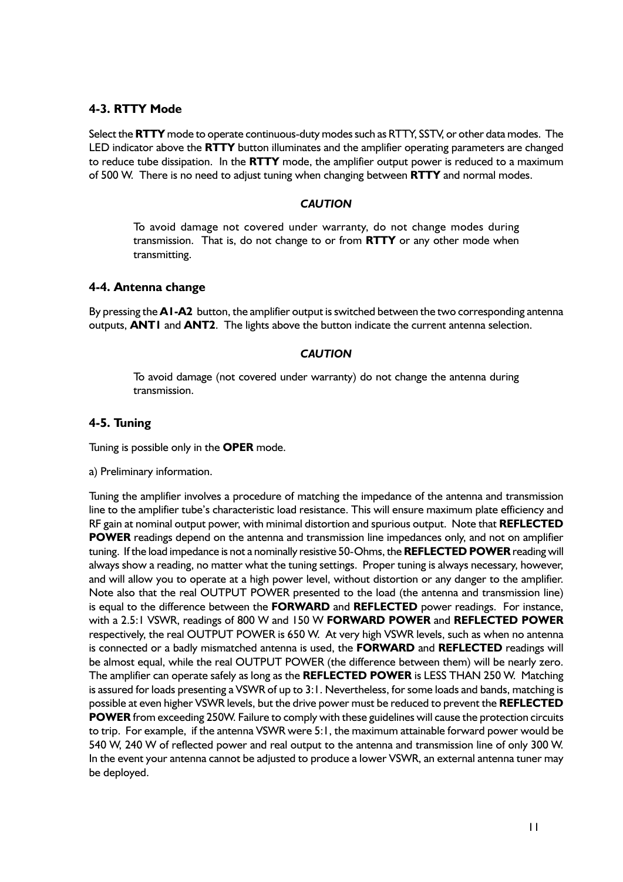## 4-3. RTTY Mode

Select the **RTTY** mode to operate continuous-duty modes such as RTTY, SSTV, or other data modes. The LED indicator above the **RTTY** button illuminates and the amplifier operating parameters are changed to reduce tube dissipation. In the **RTTY** mode, the amplifier output power is reduced to a maximum of 500 W. There is no need to adjust tuning when changing between **RTTY** and normal modes.

***CAUTION***

> To avoid damage not covered under warranty, do not change modes during transmission. That is, do not change to or from **RTTY** or any other mode when transmitting.

## 4-4. Antenna change

By pressing the **A1-A2** button, the amplifier output is switched between the two corresponding antenna outputs, **ANT1** and **ANT2**. The lights above the button indicate the current antenna selection.

***CAUTION***

> To avoid damage (not covered under warranty) do not change the antenna during transmission.

## 4-5. Tuning

Tuning is possible only in the **OPER** mode.

a) Preliminary information.

Tuning the amplifier involves a procedure of matching the impedance of the antenna and transmission line to the amplifier tube's characteristic load resistance. This will ensure maximum plate efficiency and RF gain at nominal output power, with minimal distortion and spurious output. Note that **REFLECTED POWER** readings depend on the antenna and transmission line impedances only, and not on amplifier tuning. If the load impedance is not a nominally resistive 50-Ohms, the **REFLECTED POWER** reading will always show a reading, no matter what the tuning settings. Proper tuning is always necessary, however, and will allow you to operate at a high power level, without distortion or any danger to the amplifier. Note also that the real OUTPUT POWER presented to the load (the antenna and transmission line) is equal to the difference between the **FORWARD** and **REFLECTED** power readings. For instance, with a 2.5:1 VSWR, readings of 800 W and 150 W **FORWARD POWER** and **REFLECTED POWER** respectively, the real OUTPUT POWER is 650 W. At very high VSWR levels, such as when no antenna is connected or a badly mismatched antenna is used, the **FORWARD** and **REFLECTED** readings will be almost equal, while the real OUTPUT POWER (the difference between them) will be nearly zero. The amplifier can operate safely as long as the **REFLECTED POWER** is LESS THAN 250 W. Matching is assured for loads presenting a VSWR of up to 3:1. Nevertheless, for some loads and bands, matching is possible at even higher VSWR levels, but the drive power must be reduced to prevent the **REFLECTED POWER** from exceeding 250W. Failure to comply with these guidelines will cause the protection circuits to trip. For example, if the antenna VSWR were 5:1, the maximum attainable forward power would be 540 W, 240 W of reflected power and real output to the antenna and transmission line of only 300 W. In the event your antenna cannot be adjusted to produce a lower VSWR, an external antenna tuner may be deployed.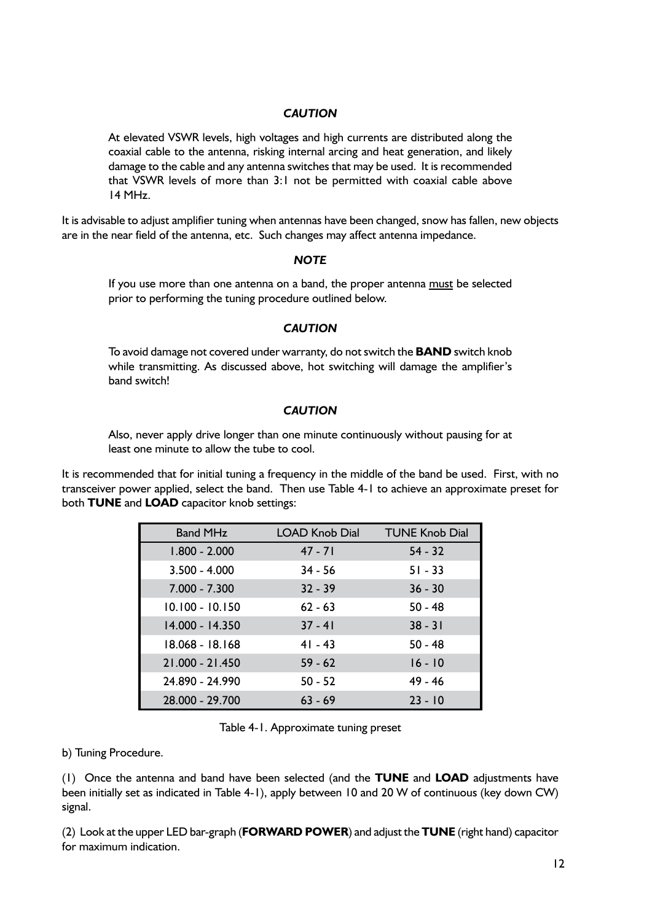***CAUTION***

At elevated VSWR levels, high voltages and high currents are distributed along the coaxial cable to the antenna, risking internal arcing and heat generation, and likely damage to the cable and any antenna switches that may be used. It is recommended that VSWR levels of more than 3:1 not be permitted with coaxial cable above 14 MHz.

It is advisable to adjust amplifier tuning when antennas have been changed, snow has fallen, new objects are in the near field of the antenna, etc. Such changes may affect antenna impedance.

***NOTE***

If you use more than one antenna on a band, the proper antenna <u>must</u> be selected prior to performing the tuning procedure outlined below.

***CAUTION***

To avoid damage not covered under warranty, do not switch the **BAND** switch knob while transmitting. As discussed above, hot switching will damage the amplifier's band switch!

***CAUTION***

Also, never apply drive longer than one minute continuously without pausing for at least one minute to allow the tube to cool.

It is recommended that for initial tuning a frequency in the middle of the band be used. First, with no transceiver power applied, select the band. Then use Table 4-1 to achieve an approximate preset for both **TUNE** and **LOAD** capacitor knob settings:

| Band MHz | LOAD Knob Dial | TUNE Knob Dial |
|---|---|---|
| 1.800 - 2.000 | 47 - 71 | 54 - 32 |
| 3.500 - 4.000 | 34 - 56 | 51 - 33 |
| 7.000 - 7.300 | 32 - 39 | 36 - 30 |
| 10.100 - 10.150 | 62 - 63 | 50 - 48 |
| 14.000 - 14.350 | 37 - 41 | 38 - 31 |
| 18.068 - 18.168 | 41 - 43 | 50 - 48 |
| 21.000 - 21.450 | 59 - 62 | 16 - 10 |
| 24.890 - 24.990 | 50 - 52 | 49 - 46 |
| 28.000 - 29.700 | 63 - 69 | 23 - 10 |

Table 4-1. Approximate tuning preset

b) Tuning Procedure.

(1) Once the antenna and band have been selected (and the **TUNE** and **LOAD** adjustments have been initially set as indicated in Table 4-1), apply between 10 and 20 W of continuous (key down CW) signal.

(2) Look at the upper LED bar-graph (**FORWARD POWER**) and adjust the **TUNE** (right hand) capacitor for maximum indication.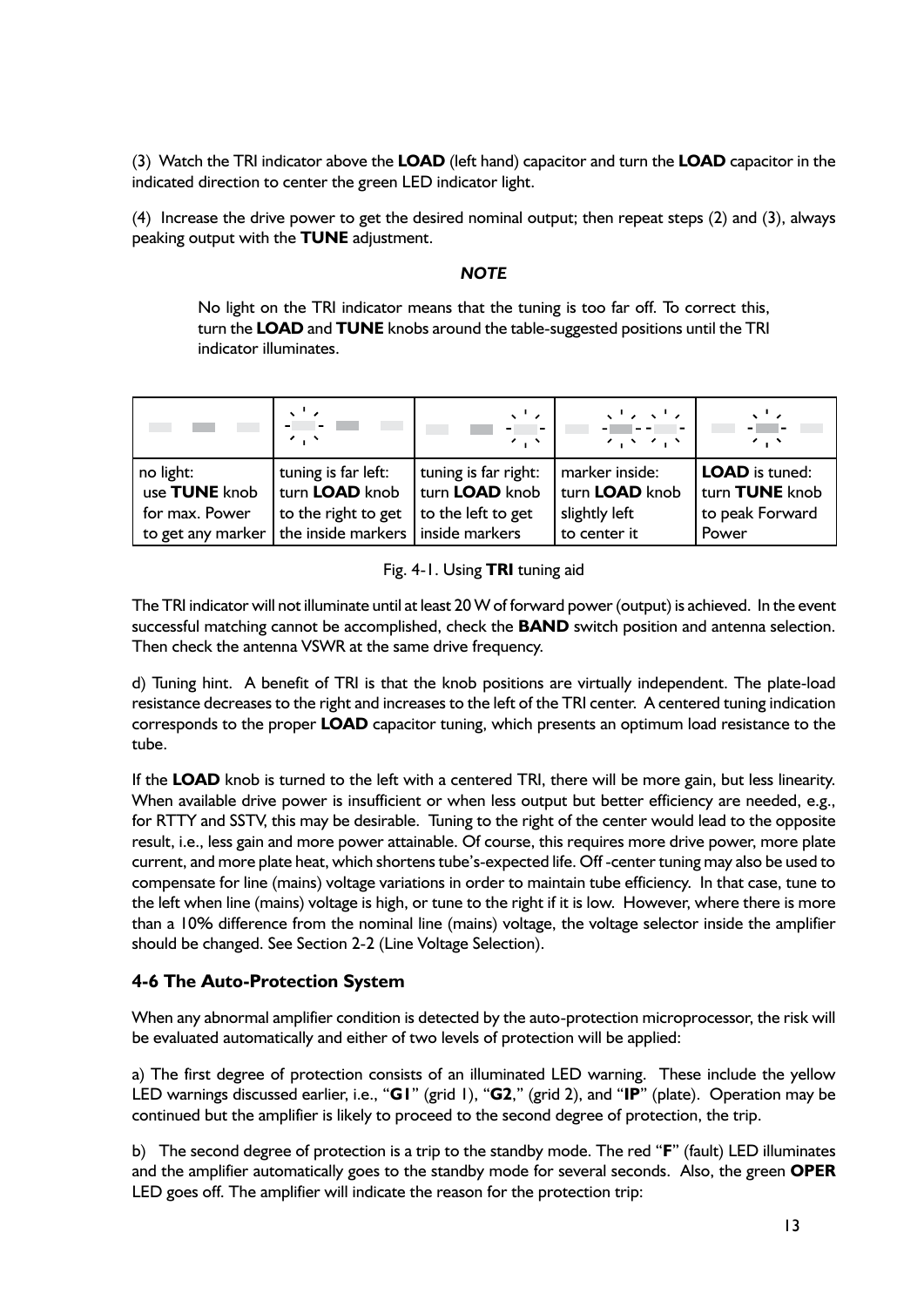(3) Watch the TRI indicator above the **LOAD** (left hand) capacitor and turn the **LOAD** capacitor in the indicated direction to center the green LED indicator light.

(4) Increase the drive power to get the desired nominal output; then repeat steps (2) and (3), always peaking output with the **TUNE** adjustment.

***NOTE***

> No light on the TRI indicator means that the tuning is too far off. To correct this, turn the **LOAD** and **TUNE** knobs around the table-suggested positions until the TRI indicator illuminates.

| | | | | |
|---|---|---|---|---|
| no light: use **TUNE** knob for max. Power to get any marker | tuning is far left: turn **LOAD** knob to the right to get the inside markers | tuning is far right: turn **LOAD** knob to the left to get inside markers | marker inside: turn **LOAD** knob slightly left to center it | **LOAD** is tuned: turn **TUNE** knob to peak Forward Power |

Fig. 4-1. Using **TRI** tuning aid

The TRI indicator will not illuminate until at least 20 W of forward power (output) is achieved. In the event successful matching cannot be accomplished, check the **BAND** switch position and antenna selection. Then check the antenna VSWR at the same drive frequency.

d) Tuning hint. A benefit of TRI is that the knob positions are virtually independent. The plate-load resistance decreases to the right and increases to the left of the TRI center. A centered tuning indication corresponds to the proper **LOAD** capacitor tuning, which presents an optimum load resistance to the tube.

If the **LOAD** knob is turned to the left with a centered TRI, there will be more gain, but less linearity. When available drive power is insufficient or when less output but better efficiency are needed, e.g., for RTTY and SSTV, this may be desirable. Tuning to the right of the center would lead to the opposite result, i.e., less gain and more power attainable. Of course, this requires more drive power, more plate current, and more plate heat, which shortens tube's-expected life. Off -center tuning may also be used to compensate for line (mains) voltage variations in order to maintain tube efficiency. In that case, tune to the left when line (mains) voltage is high, or tune to the right if it is low. However, where there is more than a 10% difference from the nominal line (mains) voltage, the voltage selector inside the amplifier should be changed. See Section 2-2 (Line Voltage Selection).

### 4-6 The Auto-Protection System

When any abnormal amplifier condition is detected by the auto-protection microprocessor, the risk will be evaluated automatically and either of two levels of protection will be applied:

a) The first degree of protection consists of an illuminated LED warning. These include the yellow LED warnings discussed earlier, i.e., "**G1**" (grid 1), "**G2**," (grid 2), and "**IP**" (plate). Operation may be continued but the amplifier is likely to proceed to the second degree of protection, the trip.

b) The second degree of protection is a trip to the standby mode. The red "**F**" (fault) LED illuminates and the amplifier automatically goes to the standby mode for several seconds. Also, the green **OPER** LED goes off. The amplifier will indicate the reason for the protection trip: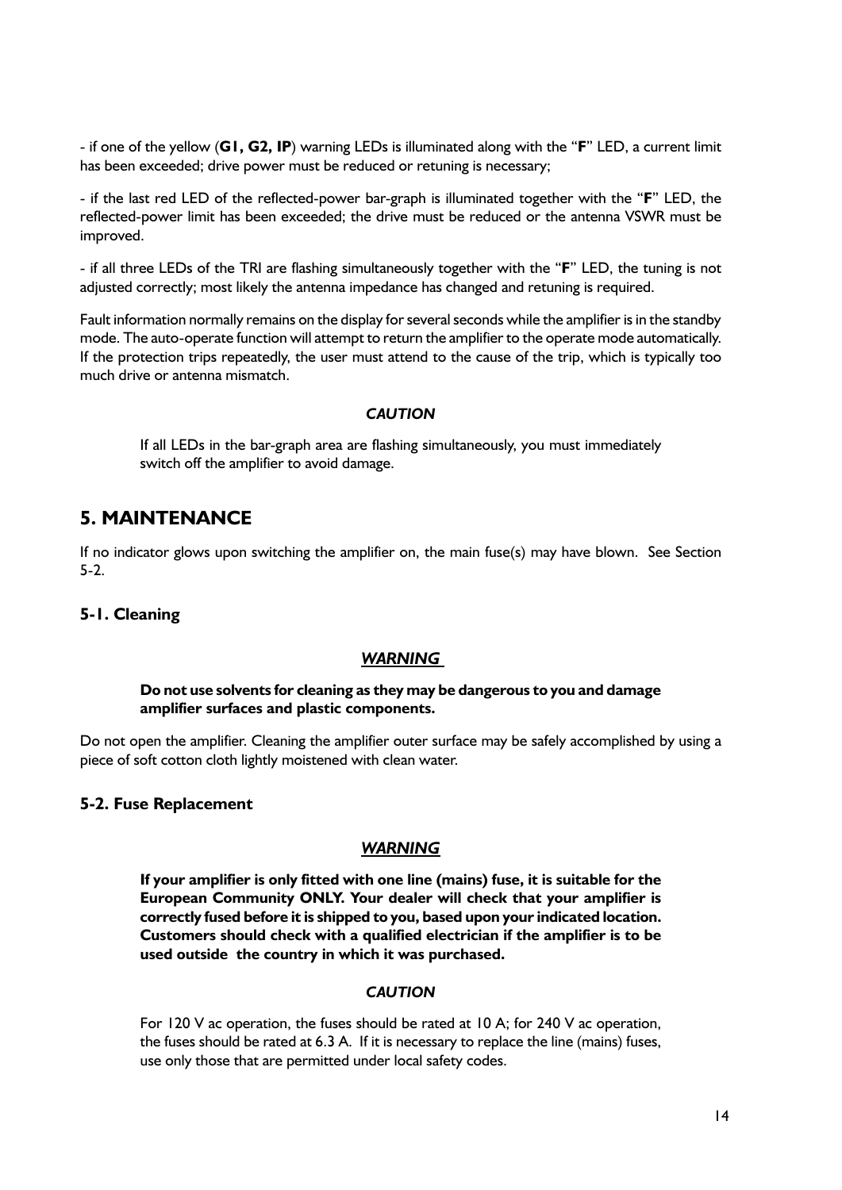- if one of the yellow (**G1, G2, IP**) warning LEDs is illuminated along with the "**F**" LED, a current limit has been exceeded; drive power must be reduced or retuning is necessary;

- if the last red LED of the reflected-power bar-graph is illuminated together with the "**F**" LED, the reflected-power limit has been exceeded; the drive must be reduced or the antenna VSWR must be improved.

- if all three LEDs of the TRI are flashing simultaneously together with the "**F**" LED, the tuning is not adjusted correctly; most likely the antenna impedance has changed and retuning is required.

Fault information normally remains on the display for several seconds while the amplifier is in the standby mode. The auto-operate function will attempt to return the amplifier to the operate mode automatically. If the protection trips repeatedly, the user must attend to the cause of the trip, which is typically too much drive or antenna mismatch.

***CAUTION***

If all LEDs in the bar-graph area are flashing simultaneously, you must immediately switch off the amplifier to avoid damage.

## 5. MAINTENANCE

If no indicator glows upon switching the amplifier on, the main fuse(s) may have blown. See Section 5-2.

### 5-1. Cleaning

***WARNING***

**Do not use solvents for cleaning as they may be dangerous to you and damage amplifier surfaces and plastic components.**

Do not open the amplifier. Cleaning the amplifier outer surface may be safely accomplished by using a piece of soft cotton cloth lightly moistened with clean water.

### 5-2. Fuse Replacement

***WARNING***

**If your amplifier is only fitted with one line (mains) fuse, it is suitable for the European Community ONLY. Your dealer will check that your amplifier is correctly fused before it is shipped to you, based upon your indicated location. Customers should check with a qualified electrician if the amplifier is to be used outside the country in which it was purchased.**

***CAUTION***

For 120 V ac operation, the fuses should be rated at 10 A; for 240 V ac operation, the fuses should be rated at 6.3 A. If it is necessary to replace the line (mains) fuses, use only those that are permitted under local safety codes.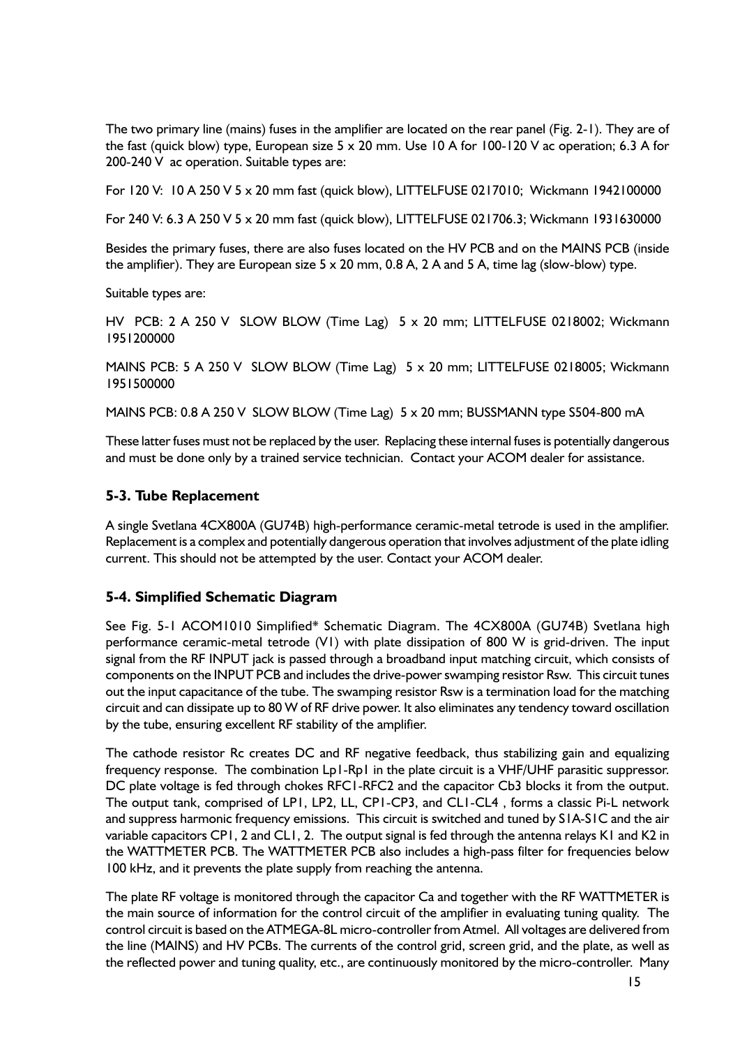The two primary line (mains) fuses in the amplifier are located on the rear panel (Fig. 2-1). They are of the fast (quick blow) type, European size 5 x 20 mm. Use 10 A for 100-120 V ac operation; 6.3 A for 200-240 V ac operation. Suitable types are:

For 120 V: 10 A 250 V 5 x 20 mm fast (quick blow), LITTELFUSE 0217010; Wickmann 1942100000

For 240 V: 6.3 A 250 V 5 x 20 mm fast (quick blow), LITTELFUSE 021706.3; Wickmann 1931630000

Besides the primary fuses, there are also fuses located on the HV PCB and on the MAINS PCB (inside the amplifier). They are European size 5 x 20 mm, 0.8 A, 2 A and 5 A, time lag (slow-blow) type.

Suitable types are:

HV PCB: 2 A 250 V SLOW BLOW (Time Lag) 5 x 20 mm; LITTELFUSE 0218002; Wickmann 1951200000

MAINS PCB: 5 A 250 V SLOW BLOW (Time Lag) 5 x 20 mm; LITTELFUSE 0218005; Wickmann 1951500000

MAINS PCB: 0.8 A 250 V SLOW BLOW (Time Lag) 5 x 20 mm; BUSSMANN type S504-800 mA

These latter fuses must not be replaced by the user. Replacing these internal fuses is potentially dangerous and must be done only by a trained service technician. Contact your ACOM dealer for assistance.

### 5-3. Tube Replacement

A single Svetlana 4CX800A (GU74B) high-performance ceramic-metal tetrode is used in the amplifier. Replacement is a complex and potentially dangerous operation that involves adjustment of the plate idling current. This should not be attempted by the user. Contact your ACOM dealer.

### 5-4. Simplified Schematic Diagram

See Fig. 5-1 ACOM1010 Simplified* Schematic Diagram. The 4CX800A (GU74B) Svetlana high performance ceramic-metal tetrode (V1) with plate dissipation of 800 W is grid-driven. The input signal from the RF INPUT jack is passed through a broadband input matching circuit, which consists of components on the INPUT PCB and includes the drive-power swamping resistor Rsw. This circuit tunes out the input capacitance of the tube. The swamping resistor Rsw is a termination load for the matching circuit and can dissipate up to 80 W of RF drive power. It also eliminates any tendency toward oscillation by the tube, ensuring excellent RF stability of the amplifier.

The cathode resistor Rc creates DC and RF negative feedback, thus stabilizing gain and equalizing frequency response. The combination Lp1-Rp1 in the plate circuit is a VHF/UHF parasitic suppressor. DC plate voltage is fed through chokes RFC1-RFC2 and the capacitor Cb3 blocks it from the output. The output tank, comprised of LP1, LP2, LL, CP1-CP3, and CL1-CL4 , forms a classic Pi-L network and suppress harmonic frequency emissions. This circuit is switched and tuned by S1A-S1C and the air variable capacitors CP1, 2 and CL1, 2. The output signal is fed through the antenna relays K1 and K2 in the WATTMETER PCB. The WATTMETER PCB also includes a high-pass filter for frequencies below 100 kHz, and it prevents the plate supply from reaching the antenna.

The plate RF voltage is monitored through the capacitor Ca and together with the RF WATTMETER is the main source of information for the control circuit of the amplifier in evaluating tuning quality. The control circuit is based on the ATMEGA-8L micro-controller from Atmel. All voltages are delivered from the line (MAINS) and HV PCBs. The currents of the control grid, screen grid, and the plate, as well as the reflected power and tuning quality, etc., are continuously monitored by the micro-controller. Many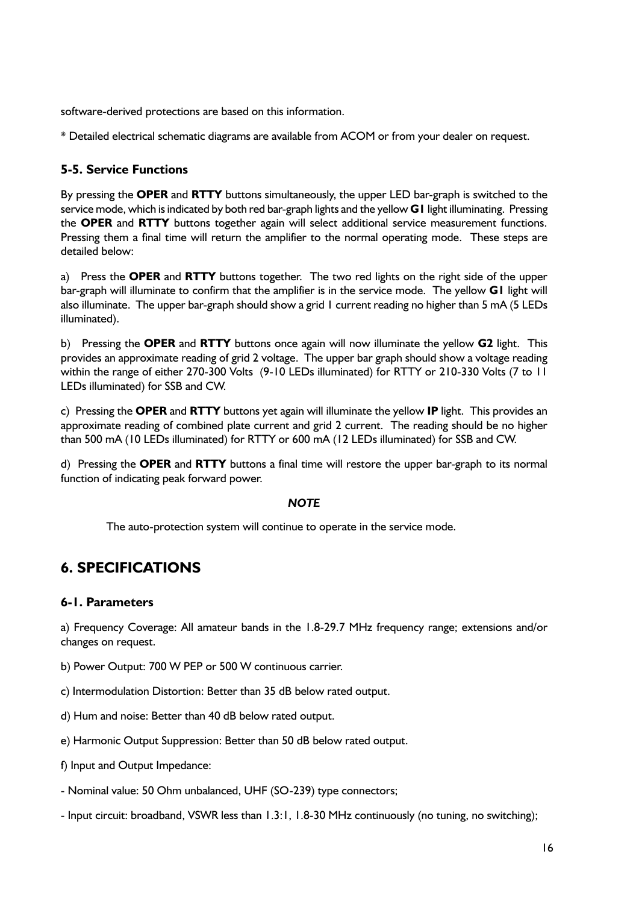software-derived protections are based on this information.

* Detailed electrical schematic diagrams are available from ACOM or from your dealer on request.

### 5-5. Service Functions

By pressing the **OPER** and **RTTY** buttons simultaneously, the upper LED bar-graph is switched to the service mode, which is indicated by both red bar-graph lights and the yellow **G1** light illuminating. Pressing the **OPER** and **RTTY** buttons together again will select additional service measurement functions. Pressing them a final time will return the amplifier to the normal operating mode. These steps are detailed below:

a) Press the **OPER** and **RTTY** buttons together. The two red lights on the right side of the upper bar-graph will illuminate to confirm that the amplifier is in the service mode. The yellow **G1** light will also illuminate. The upper bar-graph should show a grid 1 current reading no higher than 5 mA (5 LEDs illuminated).

b) Pressing the **OPER** and **RTTY** buttons once again will now illuminate the yellow **G2** light. This provides an approximate reading of grid 2 voltage. The upper bar graph should show a voltage reading within the range of either 270-300 Volts (9-10 LEDs illuminated) for RTTY or 210-330 Volts (7 to 11 LEDs illuminated) for SSB and CW.

c) Pressing the **OPER** and **RTTY** buttons yet again will illuminate the yellow **IP** light. This provides an approximate reading of combined plate current and grid 2 current. The reading should be no higher than 500 mA (10 LEDs illuminated) for RTTY or 600 mA (12 LEDs illuminated) for SSB and CW.

d) Pressing the **OPER** and **RTTY** buttons a final time will restore the upper bar-graph to its normal function of indicating peak forward power.

***NOTE***

The auto-protection system will continue to operate in the service mode.

## 6. SPECIFICATIONS

### 6-1. Parameters

a) Frequency Coverage: All amateur bands in the 1.8-29.7 MHz frequency range; extensions and/or changes on request.

b) Power Output: 700 W PEP or 500 W continuous carrier.

c) Intermodulation Distortion: Better than 35 dB below rated output.

d) Hum and noise: Better than 40 dB below rated output.

e) Harmonic Output Suppression: Better than 50 dB below rated output.

f) Input and Output Impedance:

- Nominal value: 50 Ohm unbalanced, UHF (SO-239) type connectors;

- Input circuit: broadband, VSWR less than 1.3:1, 1.8-30 MHz continuously (no tuning, no switching);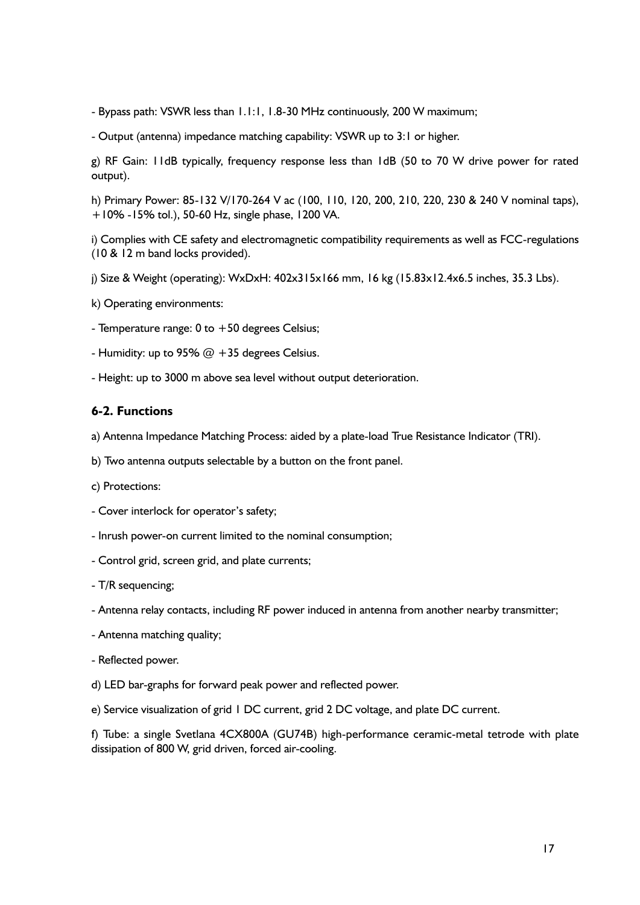- Bypass path: VSWR less than 1.1:1, 1.8-30 MHz continuously, 200 W maximum;

- Output (antenna) impedance matching capability: VSWR up to 3:1 or higher.

g) RF Gain: 11dB typically, frequency response less than 1dB (50 to 70 W drive power for rated output).

h) Primary Power: 85-132 V/170-264 V ac (100, 110, 120, 200, 210, 220, 230 & 240 V nominal taps), +10% -15% tol.), 50-60 Hz, single phase, 1200 VA.

i) Complies with CE safety and electromagnetic compatibility requirements as well as FCC-regulations (10 & 12 m band locks provided).

j) Size & Weight (operating): WxDxH: 402x315x166 mm, 16 kg (15.83x12.4x6.5 inches, 35.3 Lbs).

k) Operating environments:

- Temperature range: 0 to +50 degrees Celsius;

- Humidity: up to 95% @ +35 degrees Celsius.

- Height: up to 3000 m above sea level without output deterioration.

### 6-2. Functions

a) Antenna Impedance Matching Process: aided by a plate-load True Resistance Indicator (TRI).

b) Two antenna outputs selectable by a button on the front panel.

c) Protections:

- Cover interlock for operator's safety;

- Inrush power-on current limited to the nominal consumption;

- Control grid, screen grid, and plate currents;

- T/R sequencing;

- Antenna relay contacts, including RF power induced in antenna from another nearby transmitter;

- Antenna matching quality;

- Reflected power.

d) LED bar-graphs for forward peak power and reflected power.

e) Service visualization of grid 1 DC current, grid 2 DC voltage, and plate DC current.

f) Tube: a single Svetlana 4CX800A (GU74B) high-performance ceramic-metal tetrode with plate dissipation of 800 W, grid driven, forced air-cooling.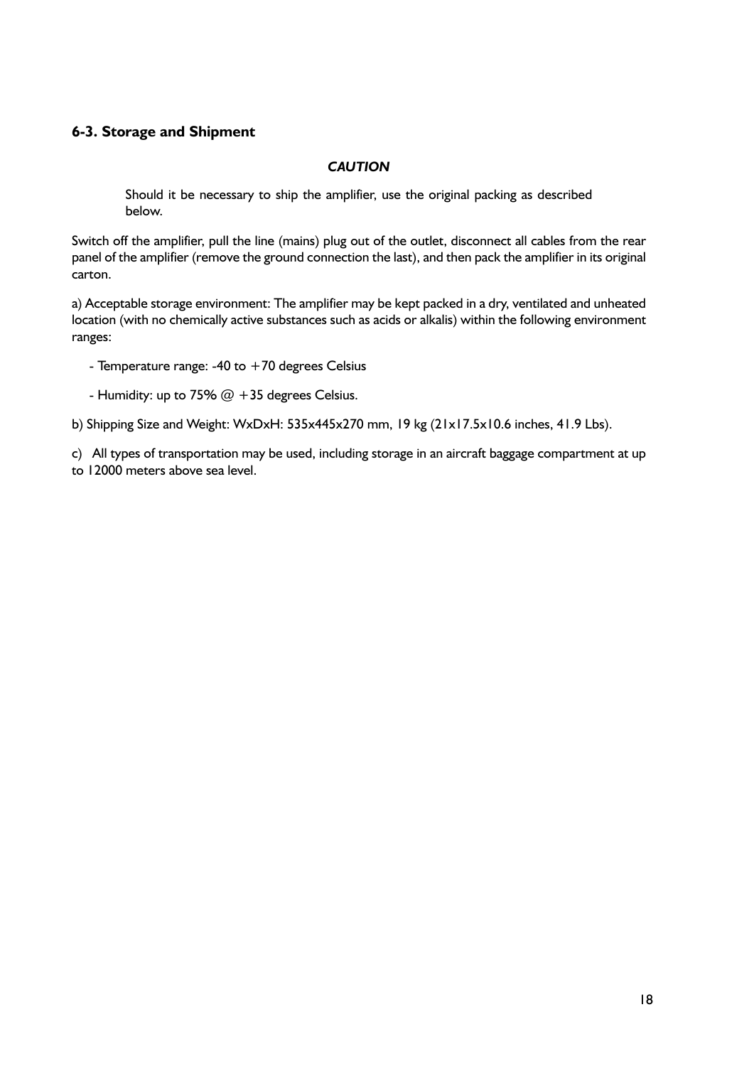## 6-3. Storage and Shipment

*CAUTION*

> Should it be necessary to ship the amplifier, use the original packing as described below.

Switch off the amplifier, pull the line (mains) plug out of the outlet, disconnect all cables from the rear panel of the amplifier (remove the ground connection the last), and then pack the amplifier in its original carton.

a) Acceptable storage environment: The amplifier may be kept packed in a dry, ventilated and unheated location (with no chemically active substances such as acids or alkalis) within the following environment ranges:

- Temperature range: -40 to +70 degrees Celsius
- Humidity: up to 75% @ +35 degrees Celsius.

b) Shipping Size and Weight: WxDxH: 535x445x270 mm, 19 kg (21x17.5x10.6 inches, 41.9 Lbs).

c) All types of transportation may be used, including storage in an aircraft baggage compartment at up to 12000 meters above sea level.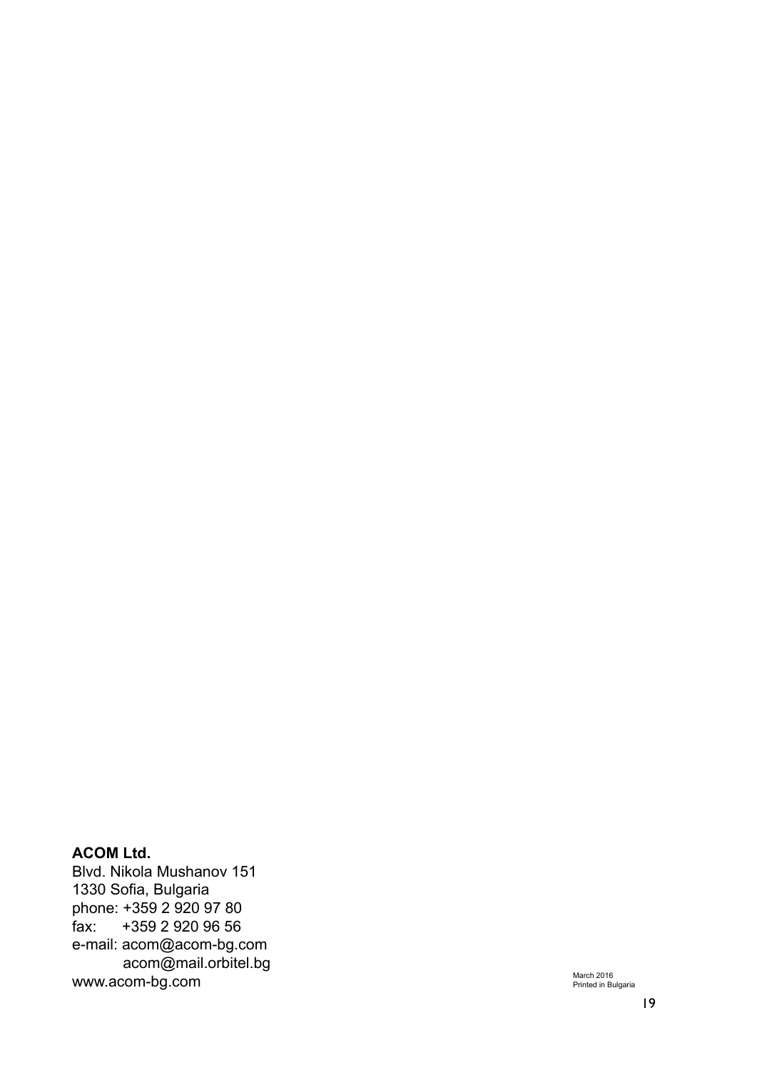**ACOM Ltd.**

Blvd. Nikola Mushanov 151
1330 Sofia, Bulgaria
phone: +359 2 920 97 80
fax: +359 2 920 96 56
e-mail: acom@acom-bg.com
acom@mail.orbitel.bg
www.acom-bg.com

March 2016
Printed in Bulgaria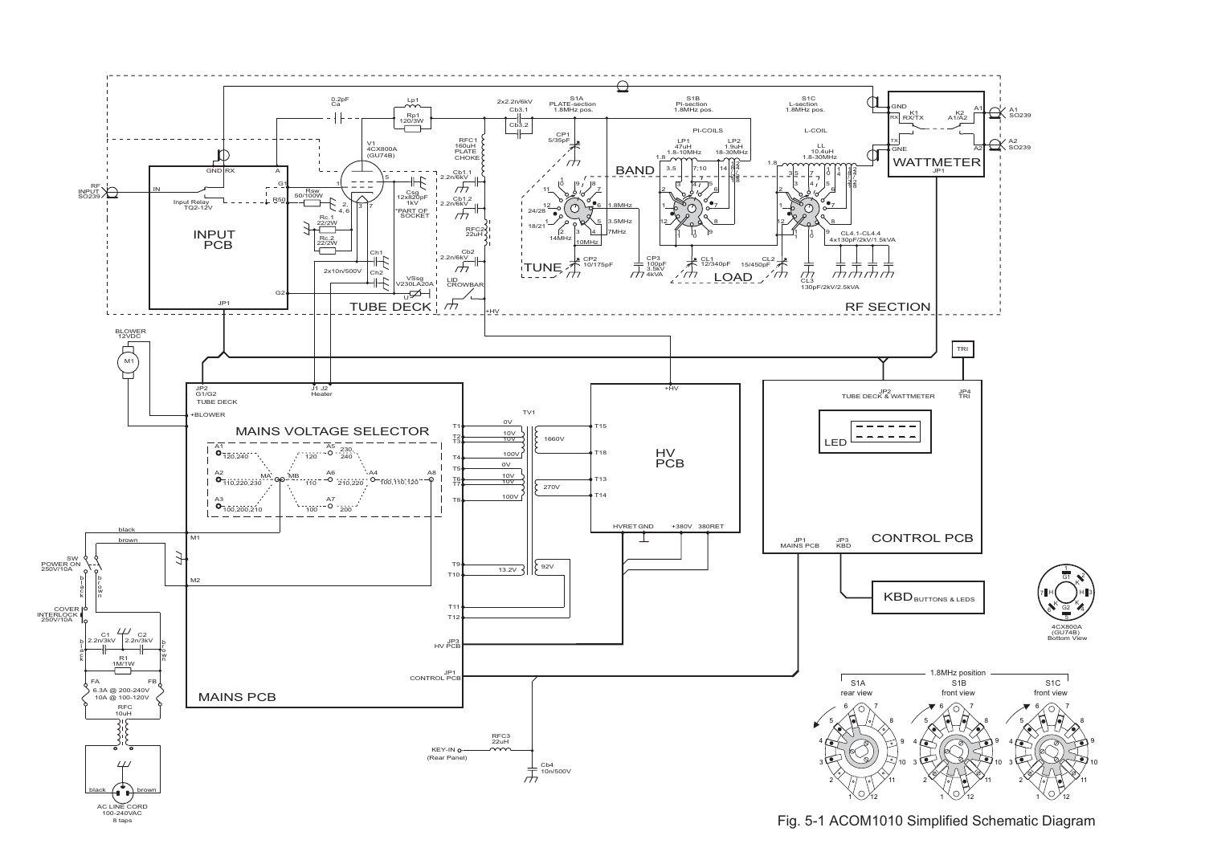Fig. 5-1 ACOM1010 Simplified Schematic Diagram